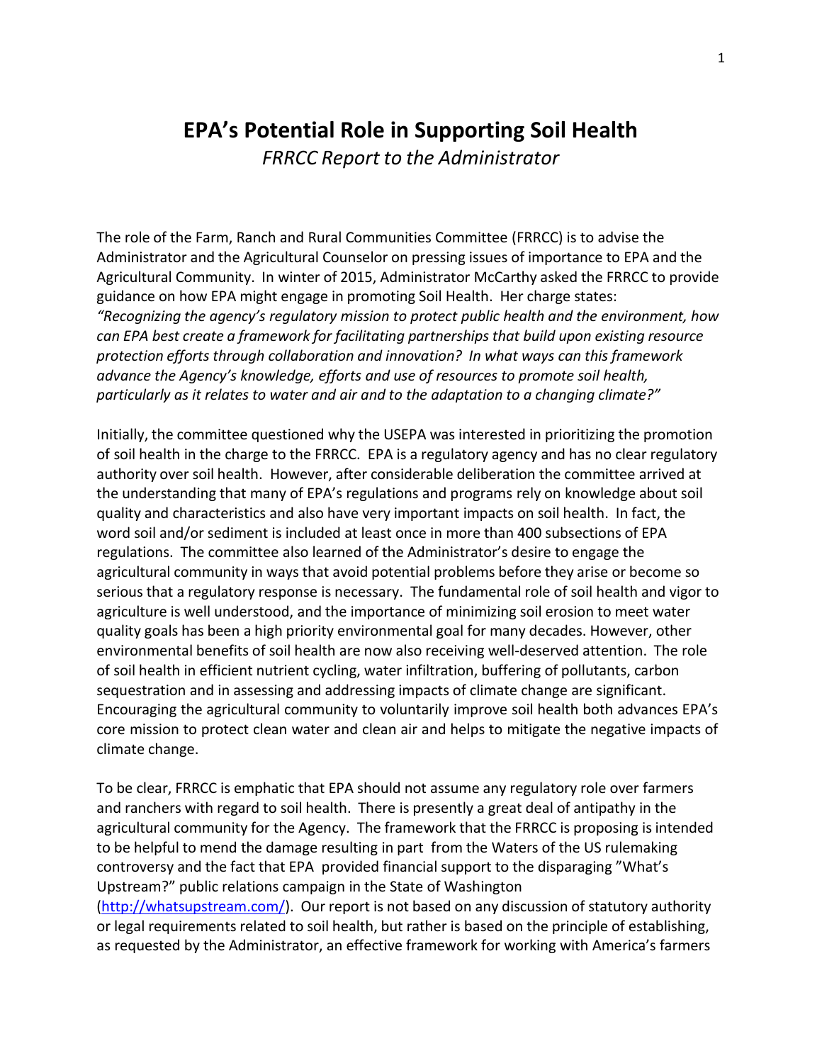# EPA's Potential Role in Supporting Soil Health

*FRRCC Report to the Administrator*

The role of the Farm, Ranch and Rural Communities Committee (FRRCC) is to advise the Administrator and the Agricultural Counselor on pressing issues of importance to EPA and the Agricultural Community. In winter of 2015, Administrator McCarthy asked the FRRCC to provide guidance on how EPA might engage in promoting Soil Health. Her charge states: *"Recognizing the agency's regulatory mission to protect public health and the environment, how can EPA best create a framework for facilitating partnerships that build upon existing resource protection efforts through collaboration and innovation? In what ways can this framework advance the Agency's knowledge, efforts and use of resources to promote soil health, particularly as it relates to water and air and to the adaptation to a changing climate?"*

Initially, the committee questioned why the USEPA was interested in prioritizing the promotion of soil health in the charge to the FRRCC. EPA is a regulatory agency and has no clear regulatory authority over soil health. However, after considerable deliberation the committee arrived at the understanding that many of EPA's regulations and programs rely on knowledge about soil quality and characteristics and also have very important impacts on soil health. In fact, the word soil and/or sediment is included at least once in more than 400 subsections of EPA regulations. The committee also learned of the Administrator's desire to engage the agricultural community in ways that avoid potential problems before they arise or become so serious that a regulatory response is necessary. The fundamental role of soil health and vigor to agriculture is well understood, and the importance of minimizing soil erosion to meet water quality goals has been a high priority environmental goal for many decades. However, other environmental benefits of soil health are now also receiving well-deserved attention. The role of soil health in efficient nutrient cycling, water infiltration, buffering of pollutants, carbon sequestration and in assessing and addressing impacts of climate change are significant. Encouraging the agricultural community to voluntarily improve soil health both advances EPA's core mission to protect clean water and clean air and helps to mitigate the negative impacts of climate change.

To be clear, FRRCC is emphatic that EPA should not assume any regulatory role over farmers and ranchers with regard to soil health. There is presently a great deal of antipathy in the agricultural community for the Agency. The framework that the FRRCC is proposing is intended to be helpful to mend the damage resulting in part from the Waters of the US rulemaking controversy and the fact that EPA provided financial support to the disparaging "What's Upstream?" public relations campaign in the State of Washington (http://whatsupstream.com/). Our report is not based on any discussion of statutory authority or legal requirements related to soil health, but rather is based on the principle of establishing, as requested by the Administrator, an effective framework for working with America's farmers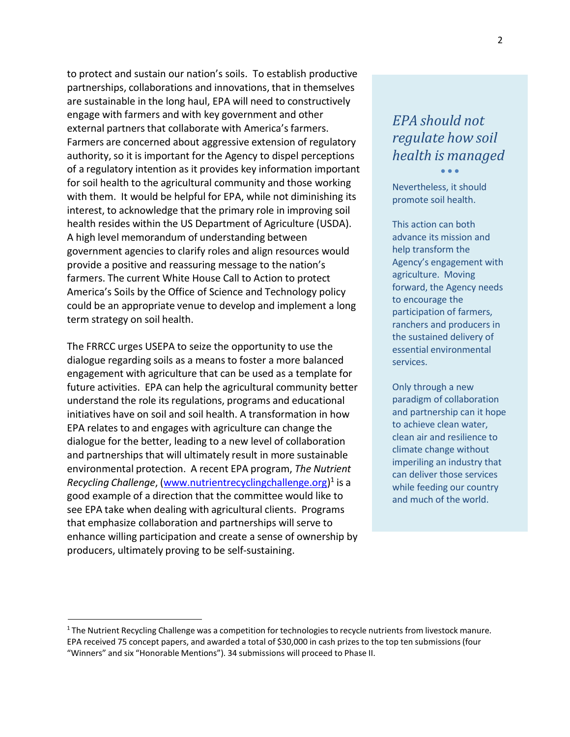to protect and sustain our nation's soils. To establish productive partnerships, collaborations and innovations, that in themselves are sustainable in the long haul, EPA will need to constructively engage with farmers and with key government and other external partners that collaborate with America's farmers. Farmers are concerned about aggressive extension of regulatory authority, so it is important for the Agency to dispel perceptions of a regulatory intention as it provides key information important for soil health to the agricultural community and those working with them. It would be helpful for EPA, while not diminishing its interest, to acknowledge that the primary role in improving soil health resides within the US Department of Agriculture (USDA). A high level memorandum of understanding between government agencies to clarify roles and align resources would provide a positive and reassuring message to the nation's farmers. The current White House Call to Action to protect America's Soils by the Office of Science and Technology policy could be an appropriate venue to develop and implement a long term strategy on soil health.

The FRRCC urges USEPA to seize the opportunity to use the dialogue regarding soils as a means to foster a more balanced engagement with agriculture that can be used as a template for future activities. EPA can help the agricultural community better understand the role its regulations, programs and educational initiatives have on soil and soil health. A transformation in how EPA relates to and engages with agriculture can change the dialogue for the better, leading to a new level of collaboration and partnerships that will ultimately result in more sustainable environmental protection. A recent EPA program, *The Nutrient Recycling Challenge*, (www.nutrientrecyclingchallenge.org)[1] is a good example of a direction that the committee would like to see EPA take when dealing with agricultural clients. Programs that emphasize collaboration and partnerships will serve to enhance willing participation and create a sense of ownership by producers, ultimately proving to be self-sustaining.

> ### *EPA should not regulate how soil health is managed*
>
> Nevertheless, it should promote soil health.
>
> This action can both advance its mission and help transform the Agency's engagement with agriculture. Moving forward, the Agency needs to encourage the participation of farmers, ranchers and producers in the sustained delivery of essential environmental services.
>
> Only through a new paradigm of collaboration and partnership can it hope to achieve clean water, clean air and resilience to climate change without imperiling an industry that can deliver those services while feeding our country and much of the world.

---

[1] The Nutrient Recycling Challenge was a competition for technologies to recycle nutrients from livestock manure. EPA received 75 concept papers, and awarded a total of $30,000 in cash prizes to the top ten submissions (four "Winners" and six "Honorable Mentions"). 34 submissions will proceed to Phase II.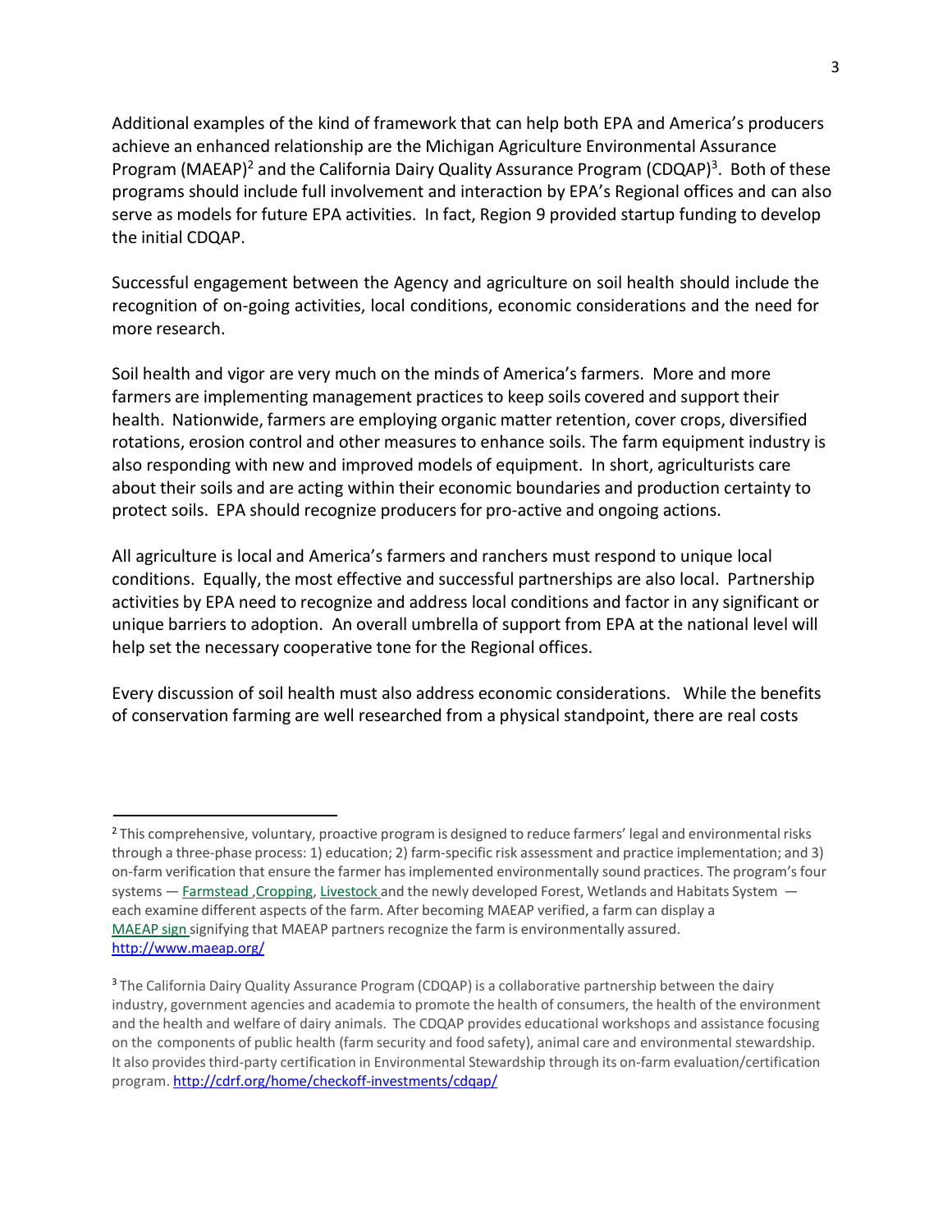Additional examples of the kind of framework that can help both EPA and America's producers achieve an enhanced relationship are the Michigan Agriculture Environmental Assurance Program (MAEAP)[2] and the California Dairy Quality Assurance Program (CDQAP)[3]. Both of these programs should include full involvement and interaction by EPA's Regional offices and can also serve as models for future EPA activities. In fact, Region 9 provided startup funding to develop the initial CDQAP.

Successful engagement between the Agency and agriculture on soil health should include the recognition of on-going activities, local conditions, economic considerations and the need for more research.

Soil health and vigor are very much on the minds of America's farmers. More and more farmers are implementing management practices to keep soils covered and support their health. Nationwide, farmers are employing organic matter retention, cover crops, diversified rotations, erosion control and other measures to enhance soils. The farm equipment industry is also responding with new and improved models of equipment. In short, agriculturists care about their soils and are acting within their economic boundaries and production certainty to protect soils. EPA should recognize producers for pro-active and ongoing actions.

All agriculture is local and America's farmers and ranchers must respond to unique local conditions. Equally, the most effective and successful partnerships are also local. Partnership activities by EPA need to recognize and address local conditions and factor in any significant or unique barriers to adoption. An overall umbrella of support from EPA at the national level will help set the necessary cooperative tone for the Regional offices.

Every discussion of soil health must also address economic considerations. While the benefits of conservation farming are well researched from a physical standpoint, there are real costs

---

[2] This comprehensive, voluntary, proactive program is designed to reduce farmers' legal and environmental risks through a three-phase process: 1) education; 2) farm-specific risk assessment and practice implementation; and 3) on-farm verification that ensure the farmer has implemented environmentally sound practices. The program's four systems — Farmstead ,Cropping, Livestock and the newly developed Forest, Wetlands and Habitats System — each examine different aspects of the farm. After becoming MAEAP verified, a farm can display a MAEAP sign signifying that MAEAP partners recognize the farm is environmentally assured. http://www.maeap.org/

[3] The California Dairy Quality Assurance Program (CDQAP) is a collaborative partnership between the dairy industry, government agencies and academia to promote the health of consumers, the health of the environment and the health and welfare of dairy animals. The CDQAP provides educational workshops and assistance focusing on the components of public health (farm security and food safety), animal care and environmental stewardship. It also provides third-party certification in Environmental Stewardship through its on-farm evaluation/certification program. http://cdrf.org/home/checkoff-investments/cdqap/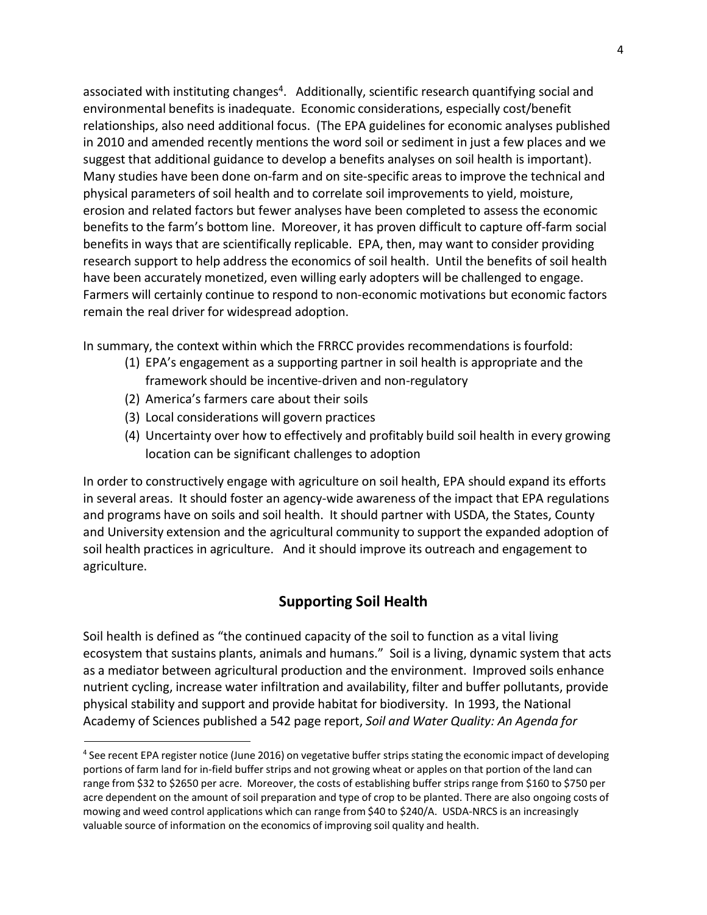associated with instituting changes[4]. Additionally, scientific research quantifying social and environmental benefits is inadequate. Economic considerations, especially cost/benefit relationships, also need additional focus. (The EPA guidelines for economic analyses published in 2010 and amended recently mentions the word soil or sediment in just a few places and we suggest that additional guidance to develop a benefits analyses on soil health is important). Many studies have been done on-farm and on site-specific areas to improve the technical and physical parameters of soil health and to correlate soil improvements to yield, moisture, erosion and related factors but fewer analyses have been completed to assess the economic benefits to the farm's bottom line. Moreover, it has proven difficult to capture off-farm social benefits in ways that are scientifically replicable. EPA, then, may want to consider providing research support to help address the economics of soil health. Until the benefits of soil health have been accurately monetized, even willing early adopters will be challenged to engage. Farmers will certainly continue to respond to non-economic motivations but economic factors remain the real driver for widespread adoption.

In summary, the context within which the FRRCC provides recommendations is fourfold:

1. EPA's engagement as a supporting partner in soil health is appropriate and the framework should be incentive-driven and non-regulatory
2. America's farmers care about their soils
3. Local considerations will govern practices
4. Uncertainty over how to effectively and profitably build soil health in every growing location can be significant challenges to adoption

In order to constructively engage with agriculture on soil health, EPA should expand its efforts in several areas. It should foster an agency-wide awareness of the impact that EPA regulations and programs have on soils and soil health. It should partner with USDA, the States, County and University extension and the agricultural community to support the expanded adoption of soil health practices in agriculture. And it should improve its outreach and engagement to agriculture.

## Supporting Soil Health

Soil health is defined as "the continued capacity of the soil to function as a vital living ecosystem that sustains plants, animals and humans." Soil is a living, dynamic system that acts as a mediator between agricultural production and the environment. Improved soils enhance nutrient cycling, increase water infiltration and availability, filter and buffer pollutants, provide physical stability and support and provide habitat for biodiversity. In 1993, the National Academy of Sciences published a 542 page report, *Soil and Water Quality: An Agenda for*

[4] See recent EPA register notice (June 2016) on vegetative buffer strips stating the economic impact of developing portions of farm land for in-field buffer strips and not growing wheat or apples on that portion of the land can range from $32 to $2650 per acre. Moreover, the costs of establishing buffer strips range from $160 to $750 per acre dependent on the amount of soil preparation and type of crop to be planted. There are also ongoing costs of mowing and weed control applications which can range from $40 to $240/A. USDA-NRCS is an increasingly valuable source of information on the economics of improving soil quality and health.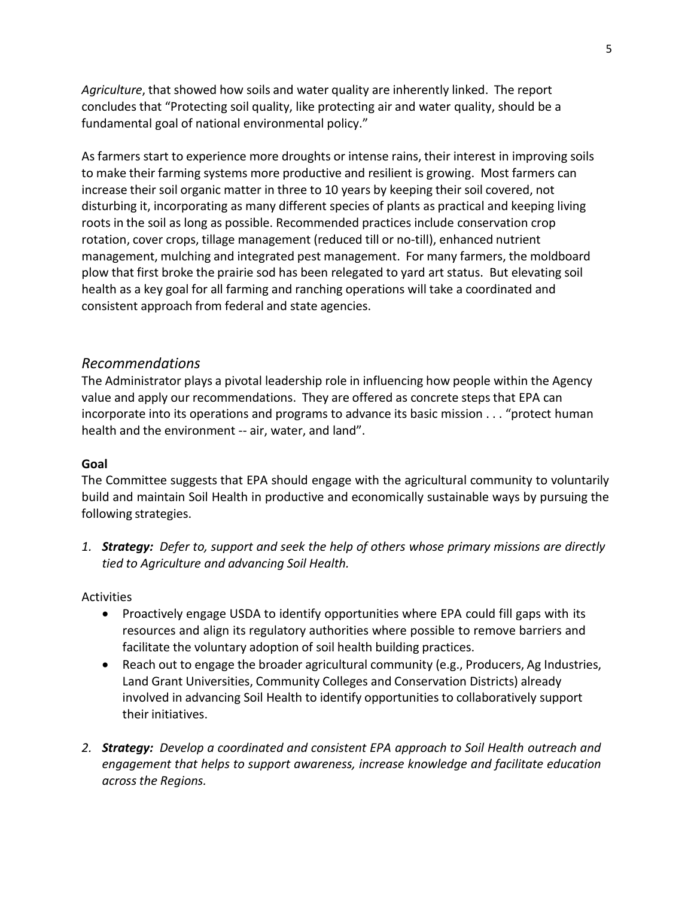*Agriculture*, that showed how soils and water quality are inherently linked. The report concludes that "Protecting soil quality, like protecting air and water quality, should be a fundamental goal of national environmental policy."

As farmers start to experience more droughts or intense rains, their interest in improving soils to make their farming systems more productive and resilient is growing. Most farmers can increase their soil organic matter in three to 10 years by keeping their soil covered, not disturbing it, incorporating as many different species of plants as practical and keeping living roots in the soil as long as possible. Recommended practices include conservation crop rotation, cover crops, tillage management (reduced till or no-till), enhanced nutrient management, mulching and integrated pest management. For many farmers, the moldboard plow that first broke the prairie sod has been relegated to yard art status. But elevating soil health as a key goal for all farming and ranching operations will take a coordinated and consistent approach from federal and state agencies.

## *Recommendations*

The Administrator plays a pivotal leadership role in influencing how people within the Agency value and apply our recommendations. They are offered as concrete steps that EPA can incorporate into its operations and programs to advance its basic mission . . . "protect human health and the environment -- air, water, and land".

**Goal**

The Committee suggests that EPA should engage with the agricultural community to voluntarily build and maintain Soil Health in productive and economically sustainable ways by pursuing the following strategies.

1. ***Strategy:*** *Defer to, support and seek the help of others whose primary missions are directly tied to Agriculture and advancing Soil Health.*

   Activities

   - Proactively engage USDA to identify opportunities where EPA could fill gaps with its resources and align its regulatory authorities where possible to remove barriers and facilitate the voluntary adoption of soil health building practices.
   - Reach out to engage the broader agricultural community (e.g., Producers, Ag Industries, Land Grant Universities, Community Colleges and Conservation Districts) already involved in advancing Soil Health to identify opportunities to collaboratively support their initiatives.

2. ***Strategy:*** *Develop a coordinated and consistent EPA approach to Soil Health outreach and engagement that helps to support awareness, increase knowledge and facilitate education across the Regions.*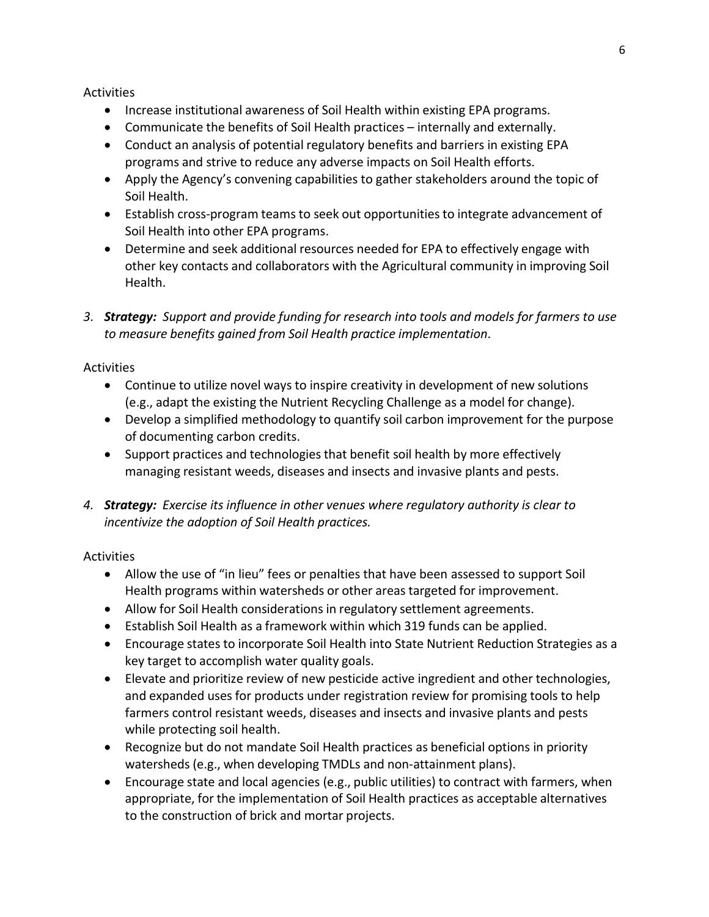Activities

- Increase institutional awareness of Soil Health within existing EPA programs.
- Communicate the benefits of Soil Health practices – internally and externally.
- Conduct an analysis of potential regulatory benefits and barriers in existing EPA programs and strive to reduce any adverse impacts on Soil Health efforts.
- Apply the Agency's convening capabilities to gather stakeholders around the topic of Soil Health.
- Establish cross-program teams to seek out opportunities to integrate advancement of Soil Health into other EPA programs.
- Determine and seek additional resources needed for EPA to effectively engage with other key contacts and collaborators with the Agricultural community in improving Soil Health.

3. ***Strategy:*** *Support and provide funding for research into tools and models for farmers to use to measure benefits gained from Soil Health practice implementation*.

Activities

- Continue to utilize novel ways to inspire creativity in development of new solutions (e.g., adapt the existing the Nutrient Recycling Challenge as a model for change).
- Develop a simplified methodology to quantify soil carbon improvement for the purpose of documenting carbon credits.
- Support practices and technologies that benefit soil health by more effectively managing resistant weeds, diseases and insects and invasive plants and pests.

4. ***Strategy:*** *Exercise its influence in other venues where regulatory authority is clear to incentivize the adoption of Soil Health practices.*

Activities

- Allow the use of "in lieu" fees or penalties that have been assessed to support Soil Health programs within watersheds or other areas targeted for improvement.
- Allow for Soil Health considerations in regulatory settlement agreements.
- Establish Soil Health as a framework within which 319 funds can be applied.
- Encourage states to incorporate Soil Health into State Nutrient Reduction Strategies as a key target to accomplish water quality goals.
- Elevate and prioritize review of new pesticide active ingredient and other technologies, and expanded uses for products under registration review for promising tools to help farmers control resistant weeds, diseases and insects and invasive plants and pests while protecting soil health.
- Recognize but do not mandate Soil Health practices as beneficial options in priority watersheds (e.g., when developing TMDLs and non-attainment plans).
- Encourage state and local agencies (e.g., public utilities) to contract with farmers, when appropriate, for the implementation of Soil Health practices as acceptable alternatives to the construction of brick and mortar projects.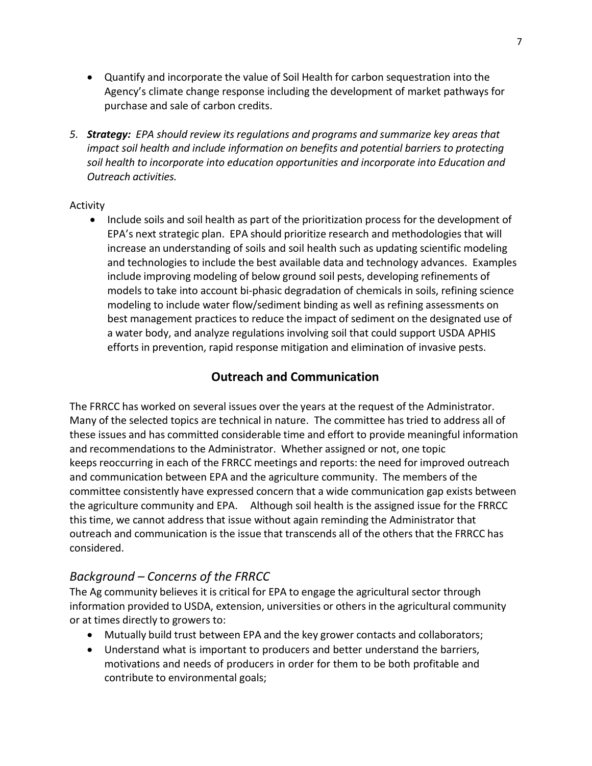- Quantify and incorporate the value of Soil Health for carbon sequestration into the Agency's climate change response including the development of market pathways for purchase and sale of carbon credits.

5. ***Strategy:*** *EPA should review its regulations and programs and summarize key areas that impact soil health and include information on benefits and potential barriers to protecting soil health to incorporate into education opportunities and incorporate into Education and Outreach activities.*

Activity

- Include soils and soil health as part of the prioritization process for the development of EPA's next strategic plan. EPA should prioritize research and methodologies that will increase an understanding of soils and soil health such as updating scientific modeling and technologies to include the best available data and technology advances. Examples include improving modeling of below ground soil pests, developing refinements of models to take into account bi-phasic degradation of chemicals in soils, refining science modeling to include water flow/sediment binding as well as refining assessments on best management practices to reduce the impact of sediment on the designated use of a water body, and analyze regulations involving soil that could support USDA APHIS efforts in prevention, rapid response mitigation and elimination of invasive pests.

## Outreach and Communication

The FRRCC has worked on several issues over the years at the request of the Administrator. Many of the selected topics are technical in nature. The committee has tried to address all of these issues and has committed considerable time and effort to provide meaningful information and recommendations to the Administrator. Whether assigned or not, one topic keeps reoccurring in each of the FRRCC meetings and reports: the need for improved outreach and communication between EPA and the agriculture community. The members of the committee consistently have expressed concern that a wide communication gap exists between the agriculture community and EPA. Although soil health is the assigned issue for the FRRCC this time, we cannot address that issue without again reminding the Administrator that outreach and communication is the issue that transcends all of the others that the FRRCC has considered.

### *Background – Concerns of the FRRCC*

The Ag community believes it is critical for EPA to engage the agricultural sector through information provided to USDA, extension, universities or others in the agricultural community or at times directly to growers to:

- Mutually build trust between EPA and the key grower contacts and collaborators;
- Understand what is important to producers and better understand the barriers, motivations and needs of producers in order for them to be both profitable and contribute to environmental goals;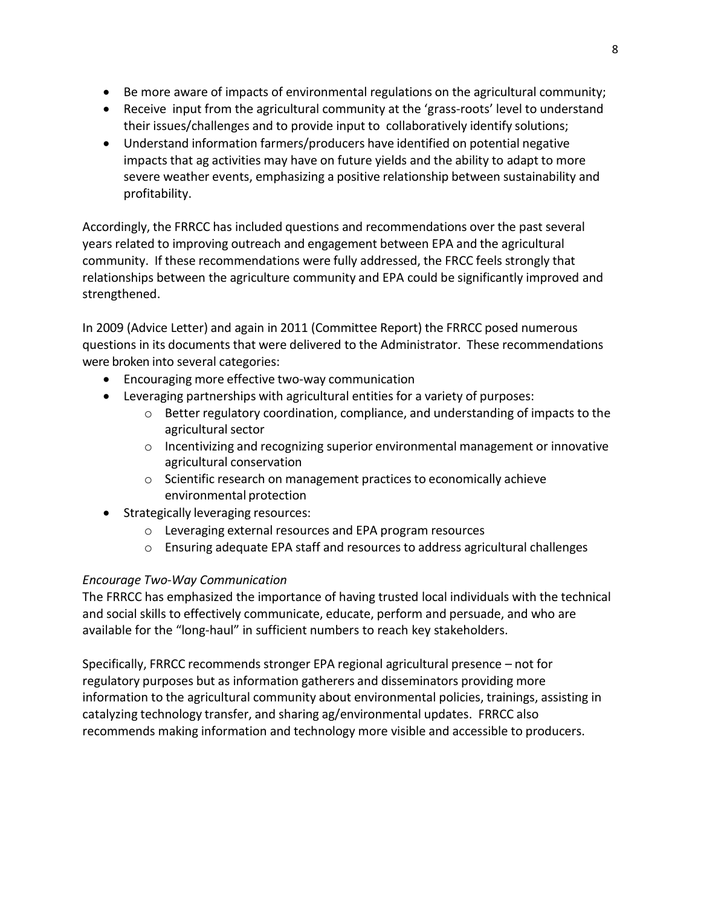- Be more aware of impacts of environmental regulations on the agricultural community;
- Receive input from the agricultural community at the 'grass-roots' level to understand their issues/challenges and to provide input to collaboratively identify solutions;
- Understand information farmers/producers have identified on potential negative impacts that ag activities may have on future yields and the ability to adapt to more severe weather events, emphasizing a positive relationship between sustainability and profitability.

Accordingly, the FRRCC has included questions and recommendations over the past several years related to improving outreach and engagement between EPA and the agricultural community. If these recommendations were fully addressed, the FRCC feels strongly that relationships between the agriculture community and EPA could be significantly improved and strengthened.

In 2009 (Advice Letter) and again in 2011 (Committee Report) the FRRCC posed numerous questions in its documents that were delivered to the Administrator. These recommendations were broken into several categories:

- Encouraging more effective two-way communication
- Leveraging partnerships with agricultural entities for a variety of purposes:
  - Better regulatory coordination, compliance, and understanding of impacts to the agricultural sector
  - Incentivizing and recognizing superior environmental management or innovative agricultural conservation
  - Scientific research on management practices to economically achieve environmental protection
- Strategically leveraging resources:
  - Leveraging external resources and EPA program resources
  - Ensuring adequate EPA staff and resources to address agricultural challenges

*Encourage Two-Way Communication*

The FRRCC has emphasized the importance of having trusted local individuals with the technical and social skills to effectively communicate, educate, perform and persuade, and who are available for the "long-haul" in sufficient numbers to reach key stakeholders.

Specifically, FRRCC recommends stronger EPA regional agricultural presence – not for regulatory purposes but as information gatherers and disseminators providing more information to the agricultural community about environmental policies, trainings, assisting in catalyzing technology transfer, and sharing ag/environmental updates. FRRCC also recommends making information and technology more visible and accessible to producers.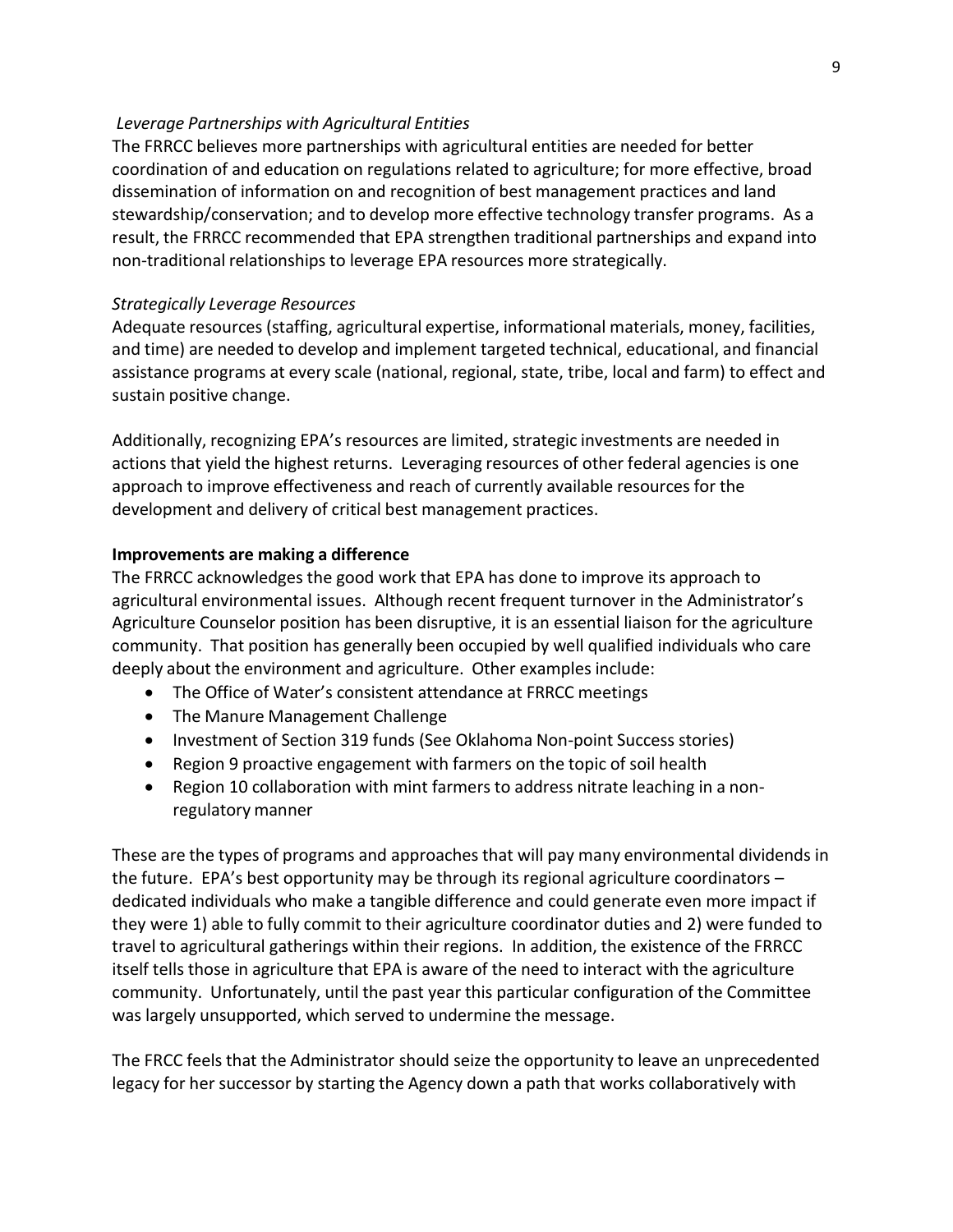*Leverage Partnerships with Agricultural Entities*

The FRRCC believes more partnerships with agricultural entities are needed for better coordination of and education on regulations related to agriculture; for more effective, broad dissemination of information on and recognition of best management practices and land stewardship/conservation; and to develop more effective technology transfer programs. As a result, the FRRCC recommended that EPA strengthen traditional partnerships and expand into non-traditional relationships to leverage EPA resources more strategically.

*Strategically Leverage Resources*

Adequate resources (staffing, agricultural expertise, informational materials, money, facilities, and time) are needed to develop and implement targeted technical, educational, and financial assistance programs at every scale (national, regional, state, tribe, local and farm) to effect and sustain positive change.

Additionally, recognizing EPA's resources are limited, strategic investments are needed in actions that yield the highest returns. Leveraging resources of other federal agencies is one approach to improve effectiveness and reach of currently available resources for the development and delivery of critical best management practices.

**Improvements are making a difference**

The FRRCC acknowledges the good work that EPA has done to improve its approach to agricultural environmental issues. Although recent frequent turnover in the Administrator's Agriculture Counselor position has been disruptive, it is an essential liaison for the agriculture community. That position has generally been occupied by well qualified individuals who care deeply about the environment and agriculture. Other examples include:

- The Office of Water's consistent attendance at FRRCC meetings
- The Manure Management Challenge
- Investment of Section 319 funds (See Oklahoma Non-point Success stories)
- Region 9 proactive engagement with farmers on the topic of soil health
- Region 10 collaboration with mint farmers to address nitrate leaching in a non-regulatory manner

These are the types of programs and approaches that will pay many environmental dividends in the future. EPA's best opportunity may be through its regional agriculture coordinators – dedicated individuals who make a tangible difference and could generate even more impact if they were 1) able to fully commit to their agriculture coordinator duties and 2) were funded to travel to agricultural gatherings within their regions. In addition, the existence of the FRRCC itself tells those in agriculture that EPA is aware of the need to interact with the agriculture community. Unfortunately, until the past year this particular configuration of the Committee was largely unsupported, which served to undermine the message.

The FRCC feels that the Administrator should seize the opportunity to leave an unprecedented legacy for her successor by starting the Agency down a path that works collaboratively with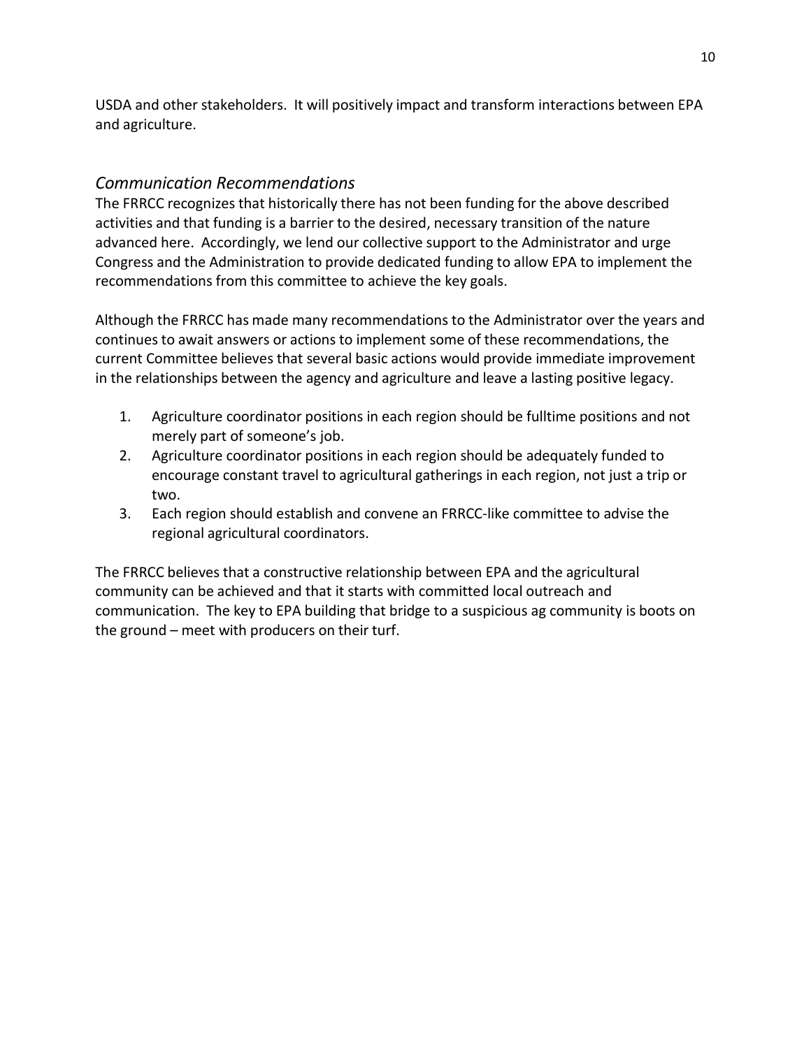USDA and other stakeholders. It will positively impact and transform interactions between EPA and agriculture.

### *Communication Recommendations*

The FRRCC recognizes that historically there has not been funding for the above described activities and that funding is a barrier to the desired, necessary transition of the nature advanced here. Accordingly, we lend our collective support to the Administrator and urge Congress and the Administration to provide dedicated funding to allow EPA to implement the recommendations from this committee to achieve the key goals.

Although the FRRCC has made many recommendations to the Administrator over the years and continues to await answers or actions to implement some of these recommendations, the current Committee believes that several basic actions would provide immediate improvement in the relationships between the agency and agriculture and leave a lasting positive legacy.

1. Agriculture coordinator positions in each region should be fulltime positions and not merely part of someone's job.
2. Agriculture coordinator positions in each region should be adequately funded to encourage constant travel to agricultural gatherings in each region, not just a trip or two.
3. Each region should establish and convene an FRRCC-like committee to advise the regional agricultural coordinators.

The FRRCC believes that a constructive relationship between EPA and the agricultural community can be achieved and that it starts with committed local outreach and communication. The key to EPA building that bridge to a suspicious ag community is boots on the ground – meet with producers on their turf.